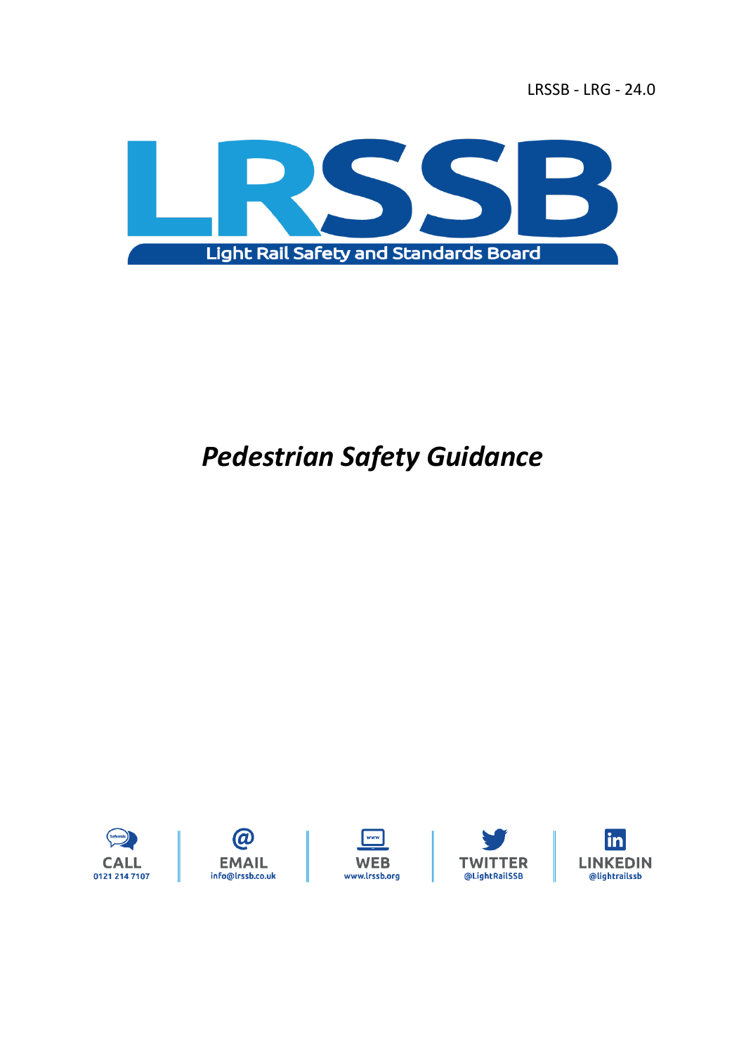LRSSB - LRG - 24.0

LRSSB

Light Rail Safety and Standards Board

# *Pedestrian Safety Guidance*

CALL 0121 214 7107 | EMAIL info@lrssb.co.uk | WEB www.lrssb.org | TWITTER @LightRailSSB | LINKEDIN @lightrailssb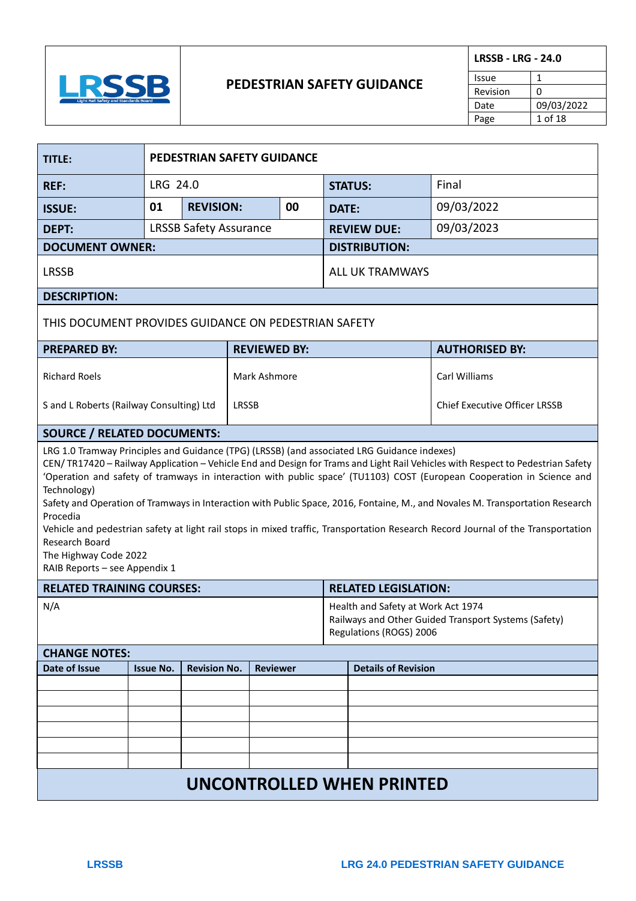| | PEDESTRIAN SAFETY GUIDANCE | LRSSB - LRG - 24.0 | |
|---|---|---|---|
| | | Issue | 1 |
| | | Revision | 0 |
| | | Date | 09/03/2022 |

| TITLE: | PEDESTRIAN SAFETY GUIDANCE | | |
|---|---|---|---|
| REF: | LRG 24.0 | STATUS: | Final |
| ISSUE: | 01 REVISION: 00 | DATE: | 09/03/2022 |
| DEPT: | LRSSB Safety Assurance | REVIEW DUE: | 09/03/2023 |
| DOCUMENT OWNER: | | DISTRIBUTION: | |
| LRSSB | | ALL UK TRAMWAYS | |

**DESCRIPTION:**

THIS DOCUMENT PROVIDES GUIDANCE ON PEDESTRIAN SAFETY

| PREPARED BY: | REVIEWED BY: | AUTHORISED BY: |
|---|---|---|
| Richard Roels | Mark Ashmore | Carl Williams |
| S and L Roberts (Railway Consulting) Ltd | LRSSB | Chief Executive Officer LRSSB |

**SOURCE / RELATED DOCUMENTS:**

LRG 1.0 Tramway Principles and Guidance (TPG) (LRSSB) (and associated LRG Guidance indexes)
CEN/ TR17420 – Railway Application – Vehicle End and Design for Trams and Light Rail Vehicles with Respect to Pedestrian Safety
'Operation and safety of tramways in interaction with public space' (TU1103) COST (European Cooperation in Science and Technology)
Safety and Operation of Tramways in Interaction with Public Space, 2016, Fontaine, M., and Novales M. Transportation Research Procedia
Vehicle and pedestrian safety at light rail stops in mixed traffic, Transportation Research Record Journal of the Transportation Research Board
The Highway Code 2022
RAIB Reports – see Appendix 1

| RELATED TRAINING COURSES: | RELATED LEGISLATION: |
|---|---|
| N/A | Health and Safety at Work Act 1974<br>Railways and Other Guided Transport Systems (Safety) Regulations (ROGS) 2006 |

**CHANGE NOTES:**

| Date of Issue | Issue No. | Revision No. | Reviewer | Details of Revision |
|---|---|---|---|---|
| | | | | |
| | | | | |
| | | | | |
| | | | | |
| | | | | |
| | | | | |

**UNCONTROLLED WHEN PRINTED**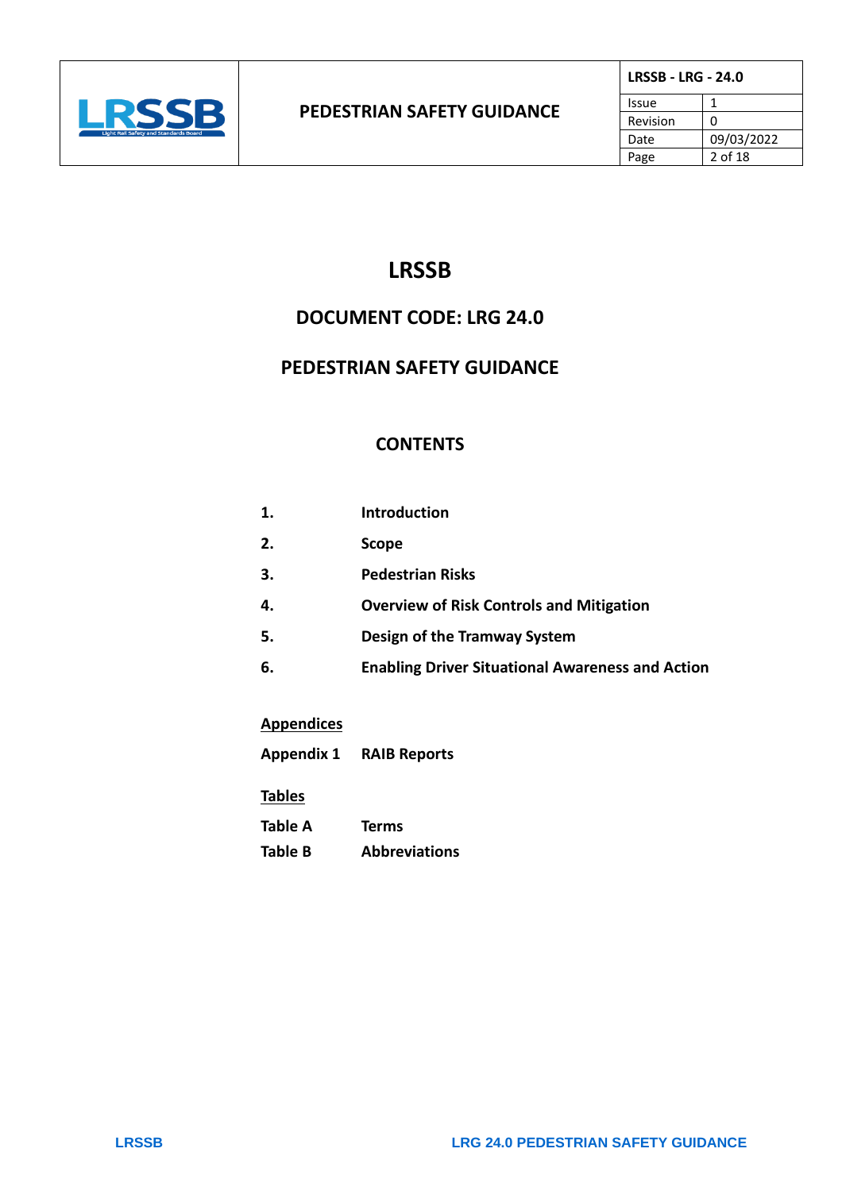# LRSSB

## DOCUMENT CODE: LRG 24.0

## PEDESTRIAN SAFETY GUIDANCE

### CONTENTS

| | |
|---|---|
| **1.** | **Introduction** |
| **2.** | **Scope** |
| **3.** | **Pedestrian Risks** |
| **4.** | **Overview of Risk Controls and Mitigation** |
| **5.** | **Design of the Tramway System** |
| **6.** | **Enabling Driver Situational Awareness and Action** |

**Appendices**

| | |
|---|---|
| **Appendix 1** | **RAIB Reports** |

**Tables**

| | |
|---|---|
| **Table A** | **Terms** |
| **Table B** | **Abbreviations** |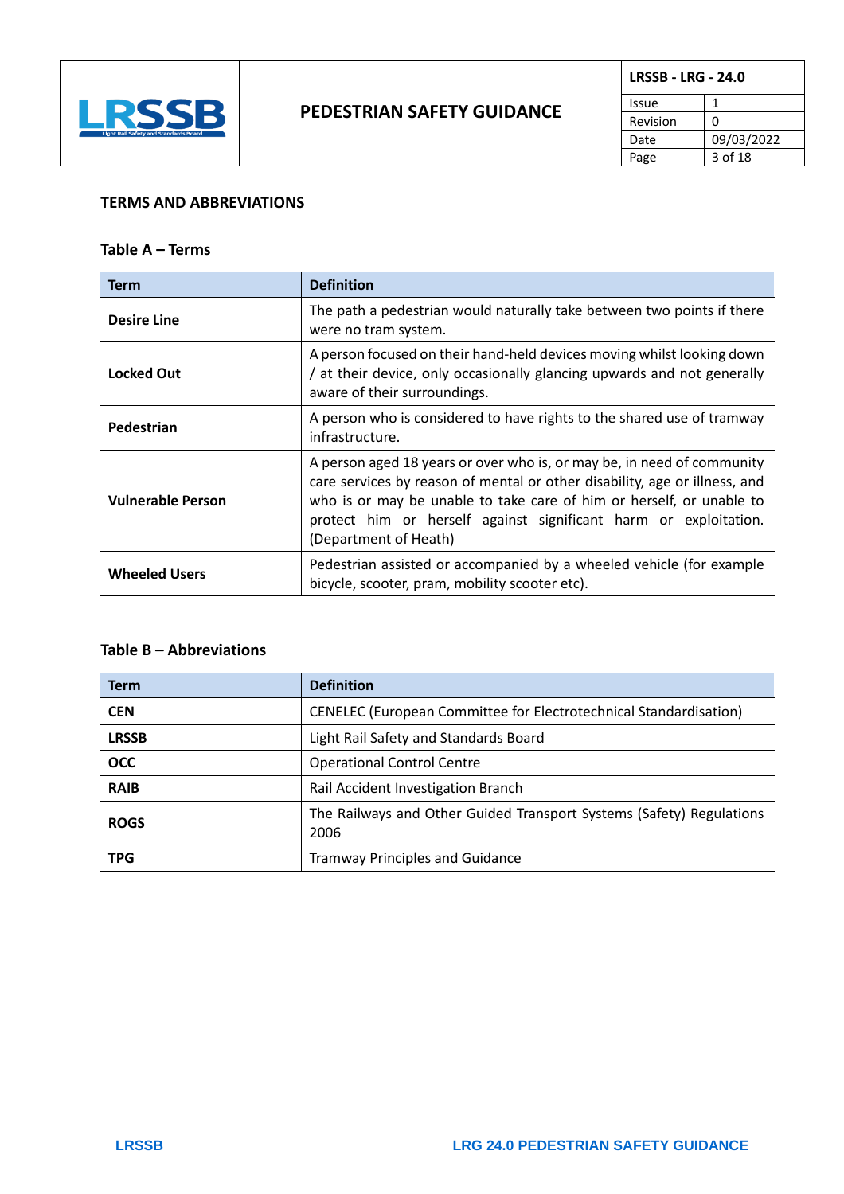## TERMS AND ABBREVIATIONS

### Table A – Terms

| Term | Definition |
|---|---|
| **Desire Line** | The path a pedestrian would naturally take between two points if there were no tram system. |
| **Locked Out** | A person focused on their hand-held devices moving whilst looking down / at their device, only occasionally glancing upwards and not generally aware of their surroundings. |
| **Pedestrian** | A person who is considered to have rights to the shared use of tramway infrastructure. |
| **Vulnerable Person** | A person aged 18 years or over who is, or may be, in need of community care services by reason of mental or other disability, age or illness, and who is or may be unable to take care of him or herself, or unable to protect him or herself against significant harm or exploitation. (Department of Heath) |
| **Wheeled Users** | Pedestrian assisted or accompanied by a wheeled vehicle (for example bicycle, scooter, pram, mobility scooter etc). |

### Table B – Abbreviations

| Term | Definition |
|---|---|
| **CEN** | CENELEC (European Committee for Electrotechnical Standardisation) |
| **LRSSB** | Light Rail Safety and Standards Board |
| **OCC** | Operational Control Centre |
| **RAIB** | Rail Accident Investigation Branch |
| **ROGS** | The Railways and Other Guided Transport Systems (Safety) Regulations 2006 |
| **TPG** | Tramway Principles and Guidance |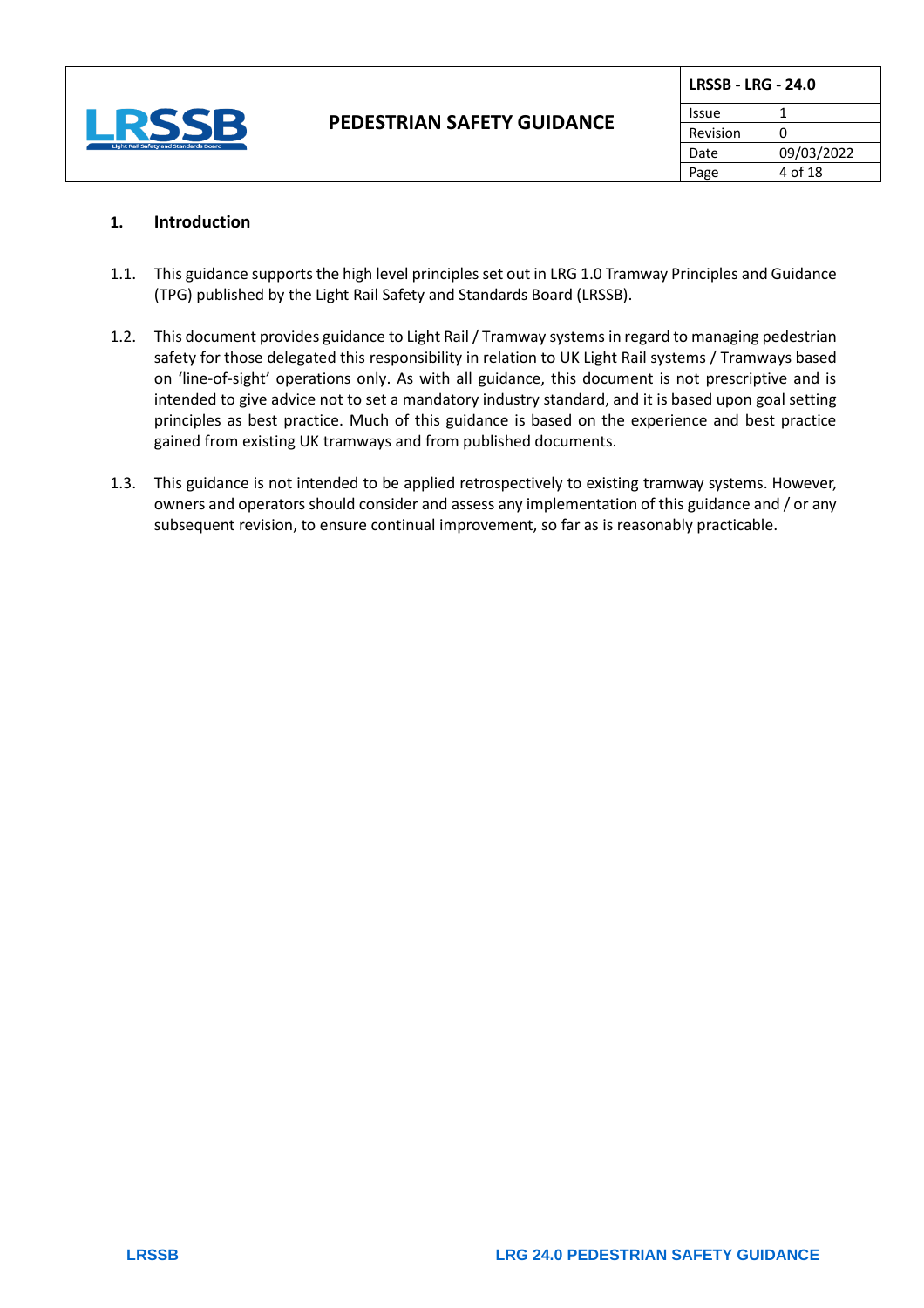## 1. Introduction

1.1. This guidance supports the high level principles set out in LRG 1.0 Tramway Principles and Guidance (TPG) published by the Light Rail Safety and Standards Board (LRSSB).

1.2. This document provides guidance to Light Rail / Tramway systems in regard to managing pedestrian safety for those delegated this responsibility in relation to UK Light Rail systems / Tramways based on 'line-of-sight' operations only. As with all guidance, this document is not prescriptive and is intended to give advice not to set a mandatory industry standard, and it is based upon goal setting principles as best practice. Much of this guidance is based on the experience and best practice gained from existing UK tramways and from published documents.

1.3. This guidance is not intended to be applied retrospectively to existing tramway systems. However, owners and operators should consider and assess any implementation of this guidance and / or any subsequent revision, to ensure continual improvement, so far as is reasonably practicable.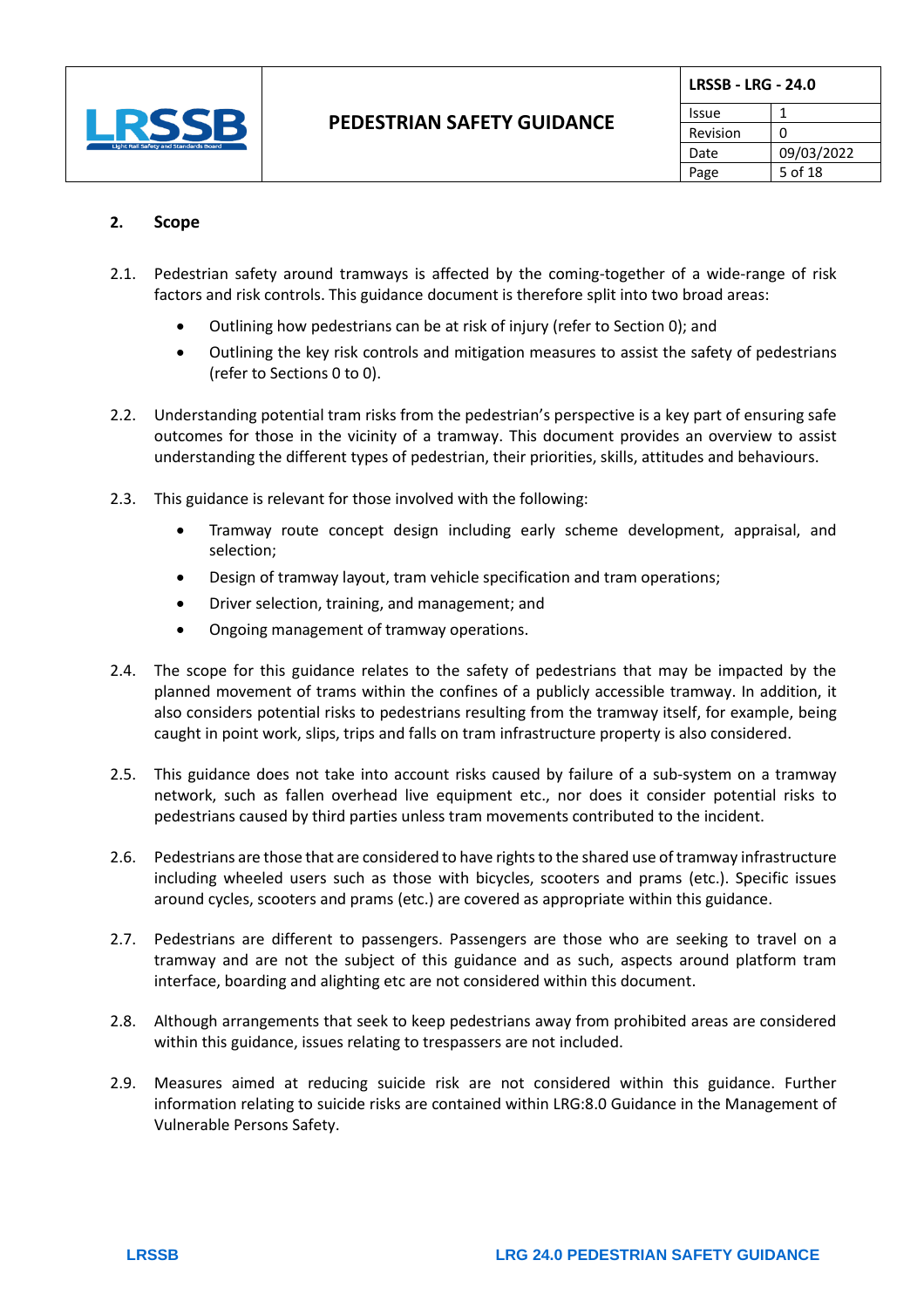## 2. Scope

2.1. Pedestrian safety around tramways is affected by the coming-together of a wide-range of risk factors and risk controls. This guidance document is therefore split into two broad areas:

- Outlining how pedestrians can be at risk of injury (refer to Section 0); and
- Outlining the key risk controls and mitigation measures to assist the safety of pedestrians (refer to Sections 0 to 0).

2.2. Understanding potential tram risks from the pedestrian's perspective is a key part of ensuring safe outcomes for those in the vicinity of a tramway. This document provides an overview to assist understanding the different types of pedestrian, their priorities, skills, attitudes and behaviours.

2.3. This guidance is relevant for those involved with the following:

- Tramway route concept design including early scheme development, appraisal, and selection;
- Design of tramway layout, tram vehicle specification and tram operations;
- Driver selection, training, and management; and
- Ongoing management of tramway operations.

2.4. The scope for this guidance relates to the safety of pedestrians that may be impacted by the planned movement of trams within the confines of a publicly accessible tramway. In addition, it also considers potential risks to pedestrians resulting from the tramway itself, for example, being caught in point work, slips, trips and falls on tram infrastructure property is also considered.

2.5. This guidance does not take into account risks caused by failure of a sub-system on a tramway network, such as fallen overhead live equipment etc., nor does it consider potential risks to pedestrians caused by third parties unless tram movements contributed to the incident.

2.6. Pedestrians are those that are considered to have rights to the shared use of tramway infrastructure including wheeled users such as those with bicycles, scooters and prams (etc.). Specific issues around cycles, scooters and prams (etc.) are covered as appropriate within this guidance.

2.7. Pedestrians are different to passengers. Passengers are those who are seeking to travel on a tramway and are not the subject of this guidance and as such, aspects around platform tram interface, boarding and alighting etc are not considered within this document.

2.8. Although arrangements that seek to keep pedestrians away from prohibited areas are considered within this guidance, issues relating to trespassers are not included.

2.9. Measures aimed at reducing suicide risk are not considered within this guidance. Further information relating to suicide risks are contained within LRG:8.0 Guidance in the Management of Vulnerable Persons Safety.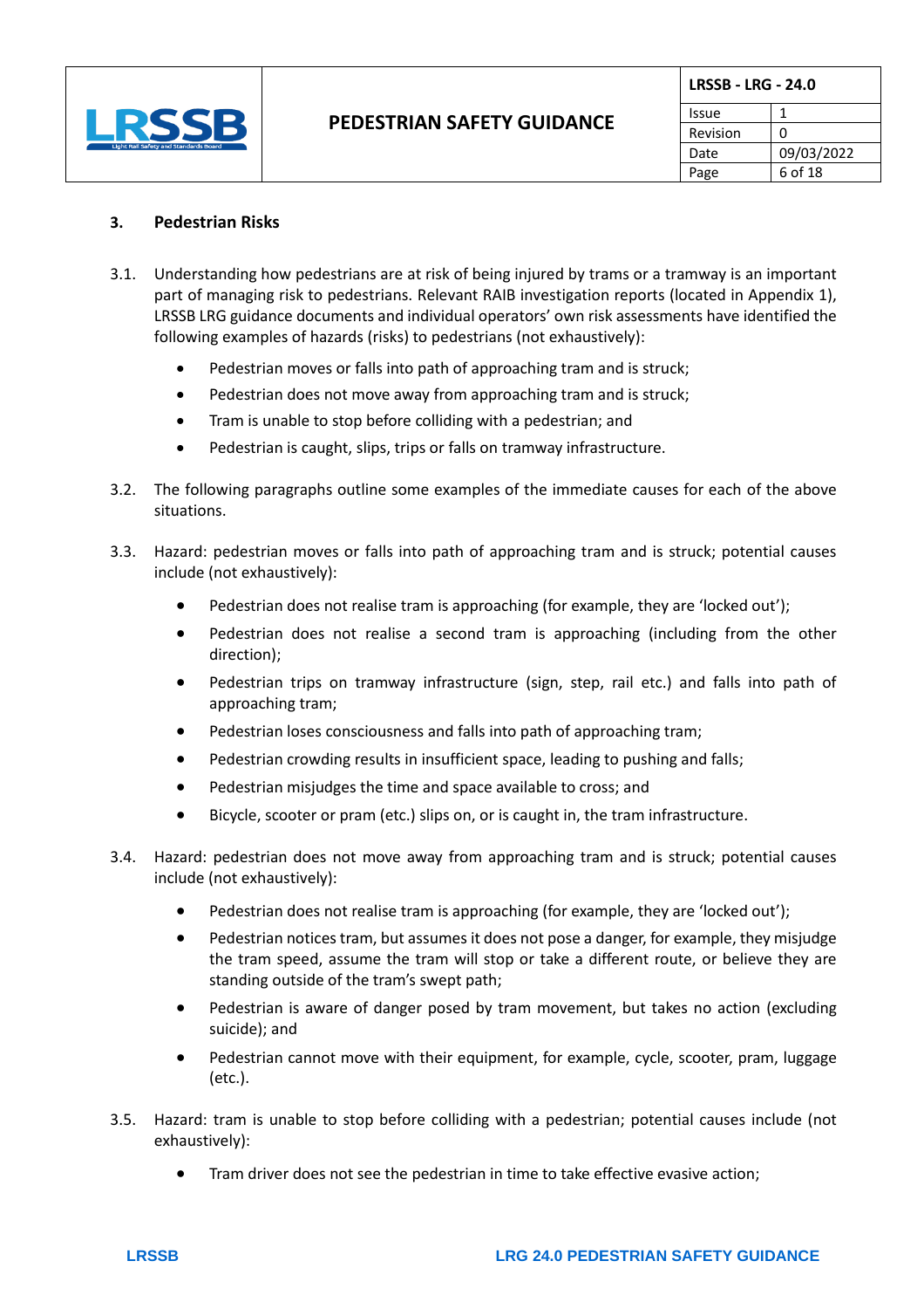## 3. Pedestrian Risks

3.1. Understanding how pedestrians are at risk of being injured by trams or a tramway is an important part of managing risk to pedestrians. Relevant RAIB investigation reports (located in Appendix 1), LRSSB LRG guidance documents and individual operators' own risk assessments have identified the following examples of hazards (risks) to pedestrians (not exhaustively):

- Pedestrian moves or falls into path of approaching tram and is struck;
- Pedestrian does not move away from approaching tram and is struck;
- Tram is unable to stop before colliding with a pedestrian; and
- Pedestrian is caught, slips, trips or falls on tramway infrastructure.

3.2. The following paragraphs outline some examples of the immediate causes for each of the above situations.

3.3. Hazard: pedestrian moves or falls into path of approaching tram and is struck; potential causes include (not exhaustively):

- Pedestrian does not realise tram is approaching (for example, they are 'locked out');
- Pedestrian does not realise a second tram is approaching (including from the other direction);
- Pedestrian trips on tramway infrastructure (sign, step, rail etc.) and falls into path of approaching tram;
- Pedestrian loses consciousness and falls into path of approaching tram;
- Pedestrian crowding results in insufficient space, leading to pushing and falls;
- Pedestrian misjudges the time and space available to cross; and
- Bicycle, scooter or pram (etc.) slips on, or is caught in, the tram infrastructure.

3.4. Hazard: pedestrian does not move away from approaching tram and is struck; potential causes include (not exhaustively):

- Pedestrian does not realise tram is approaching (for example, they are 'locked out');
- Pedestrian notices tram, but assumes it does not pose a danger, for example, they misjudge the tram speed, assume the tram will stop or take a different route, or believe they are standing outside of the tram's swept path;
- Pedestrian is aware of danger posed by tram movement, but takes no action (excluding suicide); and
- Pedestrian cannot move with their equipment, for example, cycle, scooter, pram, luggage (etc.).

3.5. Hazard: tram is unable to stop before colliding with a pedestrian; potential causes include (not exhaustively):

- Tram driver does not see the pedestrian in time to take effective evasive action;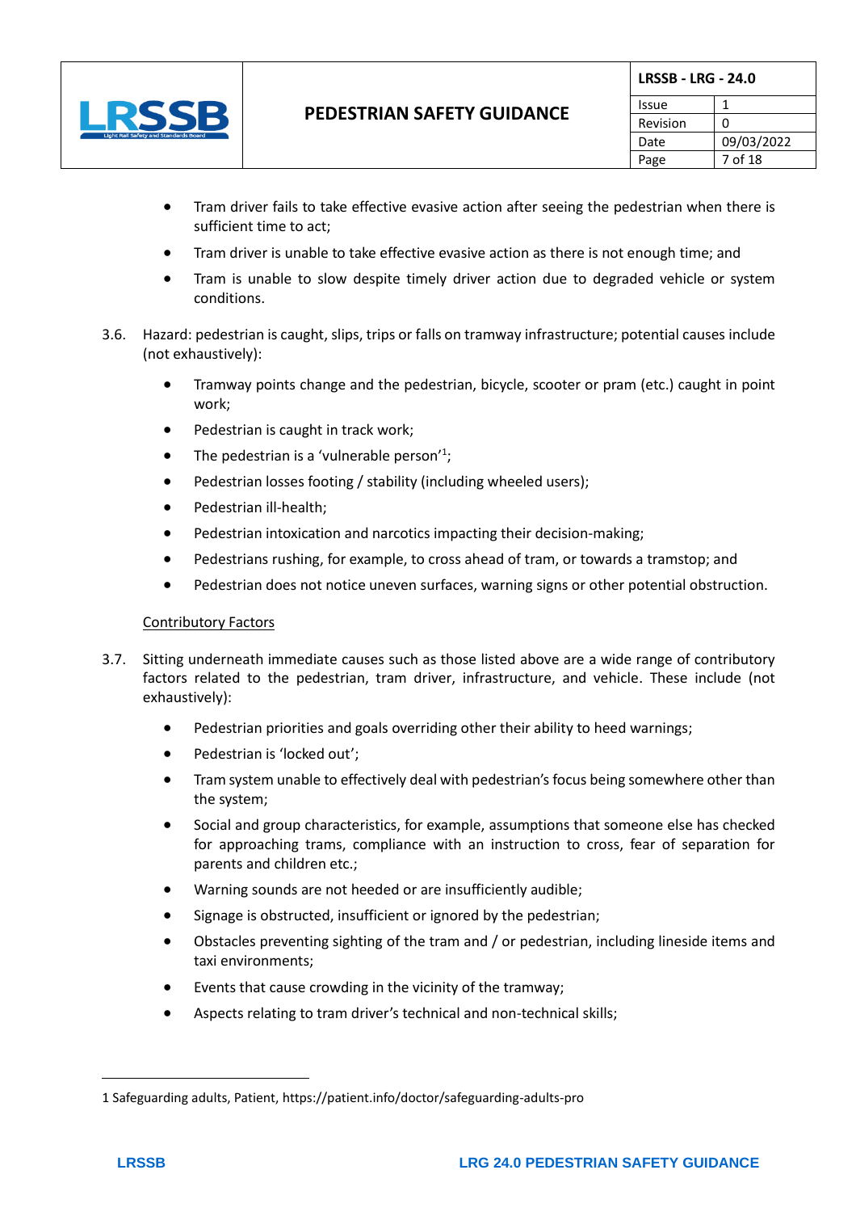- Tram driver fails to take effective evasive action after seeing the pedestrian when there is sufficient time to act;
- Tram driver is unable to take effective evasive action as there is not enough time; and
- Tram is unable to slow despite timely driver action due to degraded vehicle or system conditions.

3.6. Hazard: pedestrian is caught, slips, trips or falls on tramway infrastructure; potential causes include (not exhaustively):

- Tramway points change and the pedestrian, bicycle, scooter or pram (etc.) caught in point work;
- Pedestrian is caught in track work;
- The pedestrian is a 'vulnerable person'[1];
- Pedestrian losses footing / stability (including wheeled users);
- Pedestrian ill-health;
- Pedestrian intoxication and narcotics impacting their decision-making;
- Pedestrians rushing, for example, to cross ahead of tram, or towards a tramstop; and
- Pedestrian does not notice uneven surfaces, warning signs or other potential obstruction.

Contributory Factors

3.7. Sitting underneath immediate causes such as those listed above are a wide range of contributory factors related to the pedestrian, tram driver, infrastructure, and vehicle. These include (not exhaustively):

- Pedestrian priorities and goals overriding other their ability to heed warnings;
- Pedestrian is 'locked out';
- Tram system unable to effectively deal with pedestrian's focus being somewhere other than the system;
- Social and group characteristics, for example, assumptions that someone else has checked for approaching trams, compliance with an instruction to cross, fear of separation for parents and children etc.;
- Warning sounds are not heeded or are insufficiently audible;
- Signage is obstructed, insufficient or ignored by the pedestrian;
- Obstacles preventing sighting of the tram and / or pedestrian, including lineside items and taxi environments;
- Events that cause crowding in the vicinity of the tramway;
- Aspects relating to tram driver's technical and non-technical skills;

1 Safeguarding adults, Patient, https://patient.info/doctor/safeguarding-adults-pro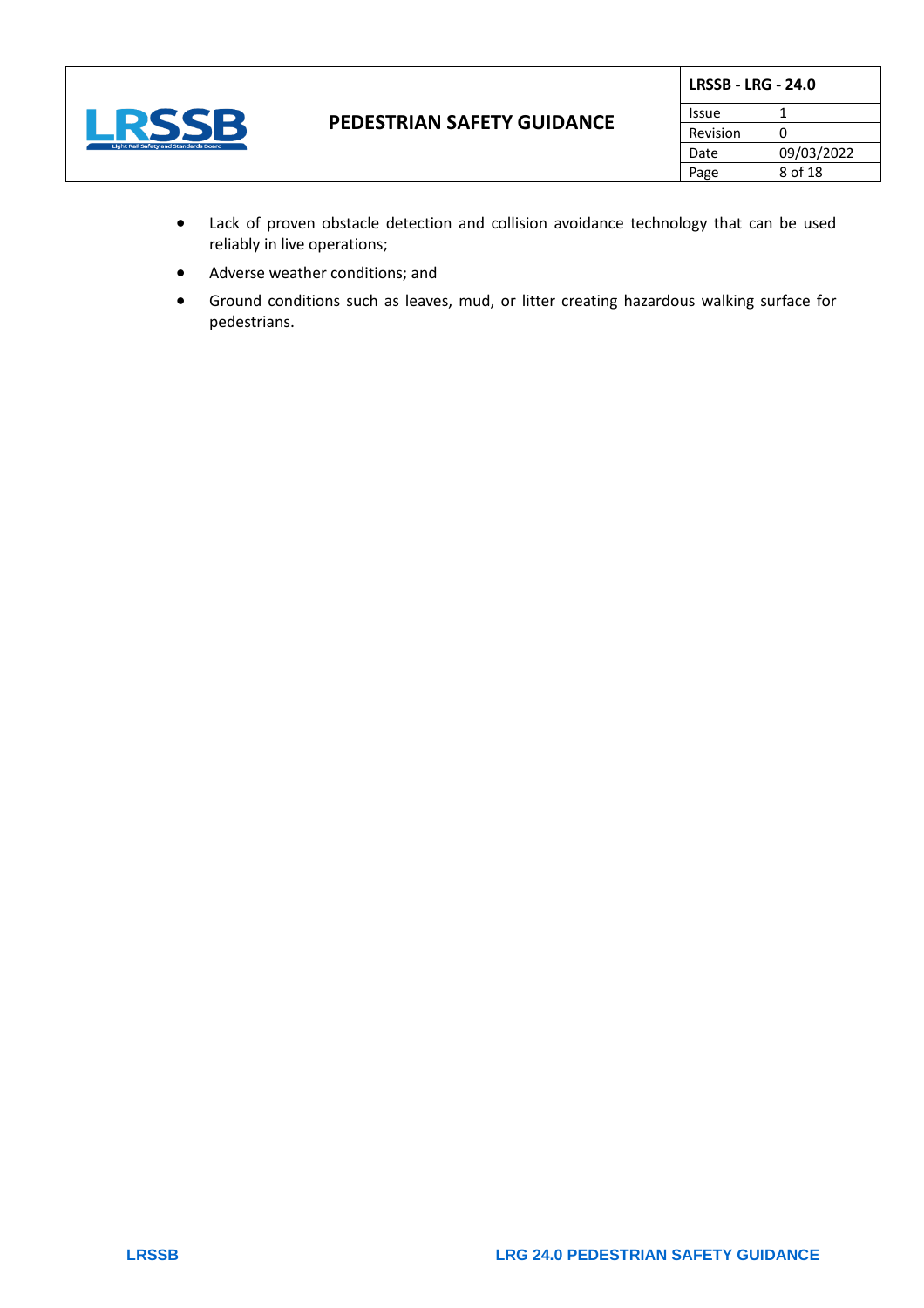- Lack of proven obstacle detection and collision avoidance technology that can be used reliably in live operations;
- Adverse weather conditions; and
- Ground conditions such as leaves, mud, or litter creating hazardous walking surface for pedestrians.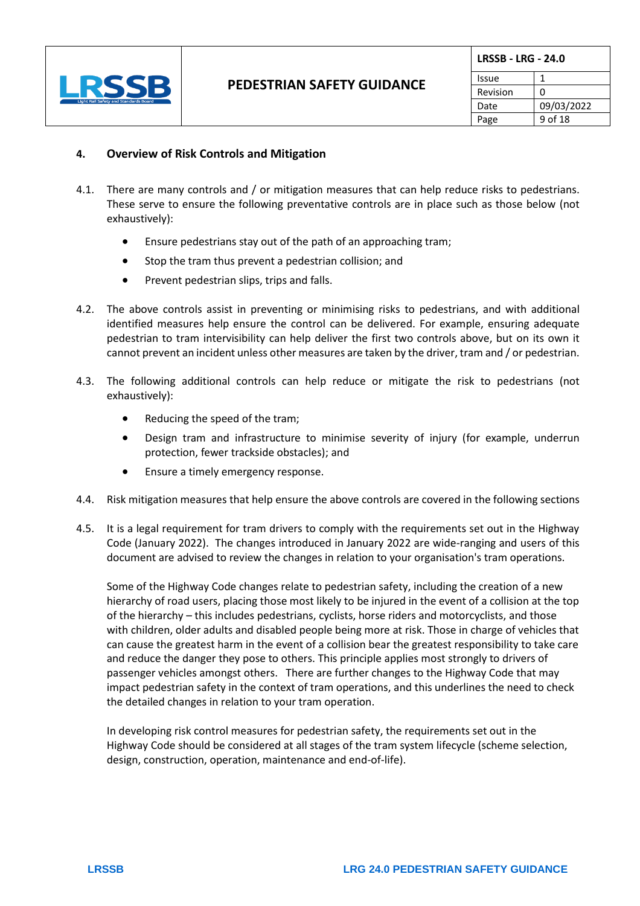## 4. Overview of Risk Controls and Mitigation

4.1. There are many controls and / or mitigation measures that can help reduce risks to pedestrians. These serve to ensure the following preventative controls are in place such as those below (not exhaustively):

- Ensure pedestrians stay out of the path of an approaching tram;
- Stop the tram thus prevent a pedestrian collision; and
- Prevent pedestrian slips, trips and falls.

4.2. The above controls assist in preventing or minimising risks to pedestrians, and with additional identified measures help ensure the control can be delivered. For example, ensuring adequate pedestrian to tram intervisibility can help deliver the first two controls above, but on its own it cannot prevent an incident unless other measures are taken by the driver, tram and / or pedestrian.

4.3. The following additional controls can help reduce or mitigate the risk to pedestrians (not exhaustively):

- Reducing the speed of the tram;
- Design tram and infrastructure to minimise severity of injury (for example, underrun protection, fewer trackside obstacles); and
- Ensure a timely emergency response.

4.4. Risk mitigation measures that help ensure the above controls are covered in the following sections

4.5. It is a legal requirement for tram drivers to comply with the requirements set out in the Highway Code (January 2022). The changes introduced in January 2022 are wide-ranging and users of this document are advised to review the changes in relation to your organisation's tram operations.

Some of the Highway Code changes relate to pedestrian safety, including the creation of a new hierarchy of road users, placing those most likely to be injured in the event of a collision at the top of the hierarchy – this includes pedestrians, cyclists, horse riders and motorcyclists, and those with children, older adults and disabled people being more at risk. Those in charge of vehicles that can cause the greatest harm in the event of a collision bear the greatest responsibility to take care and reduce the danger they pose to others. This principle applies most strongly to drivers of passenger vehicles amongst others. There are further changes to the Highway Code that may impact pedestrian safety in the context of tram operations, and this underlines the need to check the detailed changes in relation to your tram operation.

In developing risk control measures for pedestrian safety, the requirements set out in the Highway Code should be considered at all stages of the tram system lifecycle (scheme selection, design, construction, operation, maintenance and end-of-life).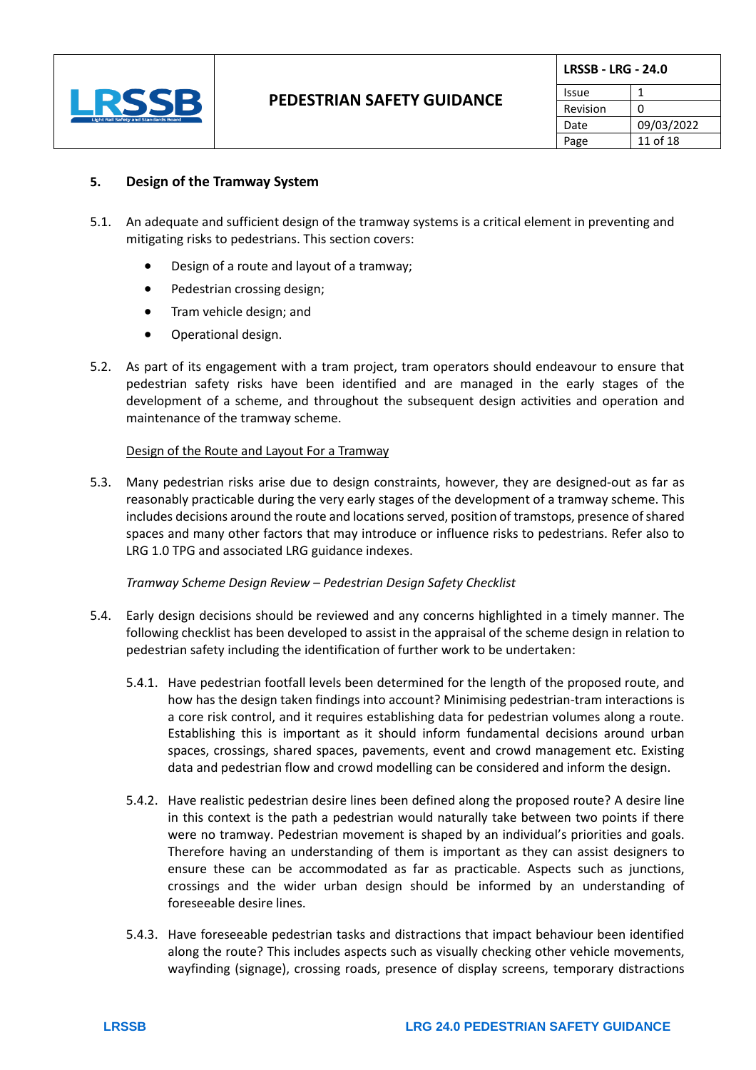## 5. Design of the Tramway System

5.1. An adequate and sufficient design of the tramway systems is a critical element in preventing and mitigating risks to pedestrians. This section covers:

- Design of a route and layout of a tramway;
- Pedestrian crossing design;
- Tram vehicle design; and
- Operational design.

5.2. As part of its engagement with a tram project, tram operators should endeavour to ensure that pedestrian safety risks have been identified and are managed in the early stages of the development of a scheme, and throughout the subsequent design activities and operation and maintenance of the tramway scheme.

<u>Design of the Route and Layout For a Tramway</u>

5.3. Many pedestrian risks arise due to design constraints, however, they are designed-out as far as reasonably practicable during the very early stages of the development of a tramway scheme. This includes decisions around the route and locations served, position of tramstops, presence of shared spaces and many other factors that may introduce or influence risks to pedestrians. Refer also to LRG 1.0 TPG and associated LRG guidance indexes.

*Tramway Scheme Design Review – Pedestrian Design Safety Checklist*

5.4. Early design decisions should be reviewed and any concerns highlighted in a timely manner. The following checklist has been developed to assist in the appraisal of the scheme design in relation to pedestrian safety including the identification of further work to be undertaken:

5.4.1. Have pedestrian footfall levels been determined for the length of the proposed route, and how has the design taken findings into account? Minimising pedestrian-tram interactions is a core risk control, and it requires establishing data for pedestrian volumes along a route. Establishing this is important as it should inform fundamental decisions around urban spaces, crossings, shared spaces, pavements, event and crowd management etc. Existing data and pedestrian flow and crowd modelling can be considered and inform the design.

5.4.2. Have realistic pedestrian desire lines been defined along the proposed route? A desire line in this context is the path a pedestrian would naturally take between two points if there were no tramway. Pedestrian movement is shaped by an individual's priorities and goals. Therefore having an understanding of them is important as they can assist designers to ensure these can be accommodated as far as practicable. Aspects such as junctions, crossings and the wider urban design should be informed by an understanding of foreseeable desire lines.

5.4.3. Have foreseeable pedestrian tasks and distractions that impact behaviour been identified along the route? This includes aspects such as visually checking other vehicle movements, wayfinding (signage), crossing roads, presence of display screens, temporary distractions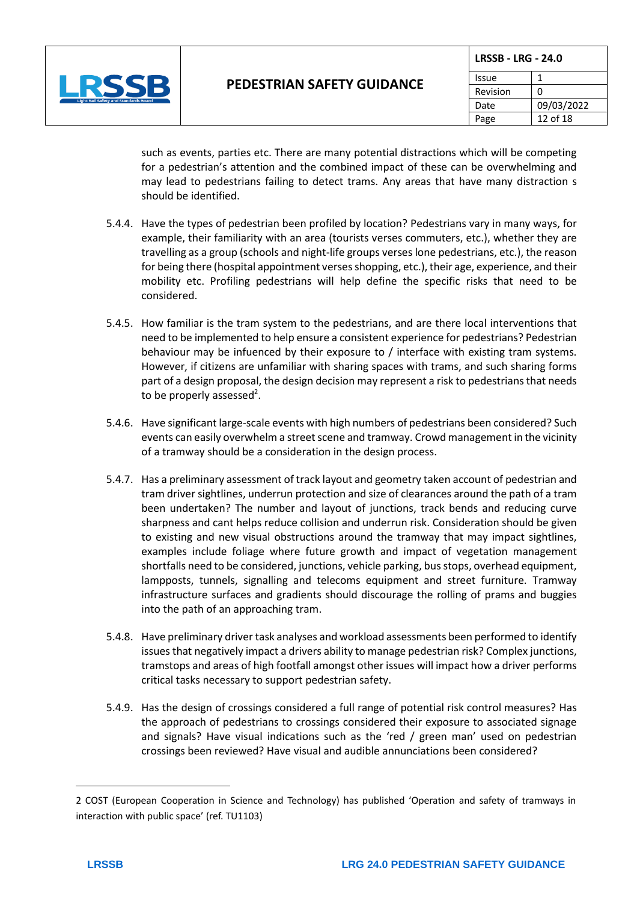such as events, parties etc. There are many potential distractions which will be competing for a pedestrian's attention and the combined impact of these can be overwhelming and may lead to pedestrians failing to detect trams. Any areas that have many distraction s should be identified.

5.4.4. Have the types of pedestrian been profiled by location? Pedestrians vary in many ways, for example, their familiarity with an area (tourists verses commuters, etc.), whether they are travelling as a group (schools and night-life groups verses lone pedestrians, etc.), the reason for being there (hospital appointment verses shopping, etc.), their age, experience, and their mobility etc. Profiling pedestrians will help define the specific risks that need to be considered.

5.4.5. How familiar is the tram system to the pedestrians, and are there local interventions that need to be implemented to help ensure a consistent experience for pedestrians? Pedestrian behaviour may be infuenced by their exposure to / interface with existing tram systems. However, if citizens are unfamiliar with sharing spaces with trams, and such sharing forms part of a design proposal, the design decision may represent a risk to pedestrians that needs to be properly assessed[2].

5.4.6. Have significant large-scale events with high numbers of pedestrians been considered? Such events can easily overwhelm a street scene and tramway. Crowd management in the vicinity of a tramway should be a consideration in the design process.

5.4.7. Has a preliminary assessment of track layout and geometry taken account of pedestrian and tram driver sightlines, underrun protection and size of clearances around the path of a tram been undertaken? The number and layout of junctions, track bends and reducing curve sharpness and cant helps reduce collision and underrun risk. Consideration should be given to existing and new visual obstructions around the tramway that may impact sightlines, examples include foliage where future growth and impact of vegetation management shortfalls need to be considered, junctions, vehicle parking, bus stops, overhead equipment, lampposts, tunnels, signalling and telecoms equipment and street furniture. Tramway infrastructure surfaces and gradients should discourage the rolling of prams and buggies into the path of an approaching tram.

5.4.8. Have preliminary driver task analyses and workload assessments been performed to identify issues that negatively impact a drivers ability to manage pedestrian risk? Complex junctions, tramstops and areas of high footfall amongst other issues will impact how a driver performs critical tasks necessary to support pedestrian safety.

5.4.9. Has the design of crossings considered a full range of potential risk control measures? Has the approach of pedestrians to crossings considered their exposure to associated signage and signals? Have visual indications such as the 'red / green man' used on pedestrian crossings been reviewed? Have visual and audible annunciations been considered?

---

2 COST (European Cooperation in Science and Technology) has published 'Operation and safety of tramways in interaction with public space' (ref. TU1103)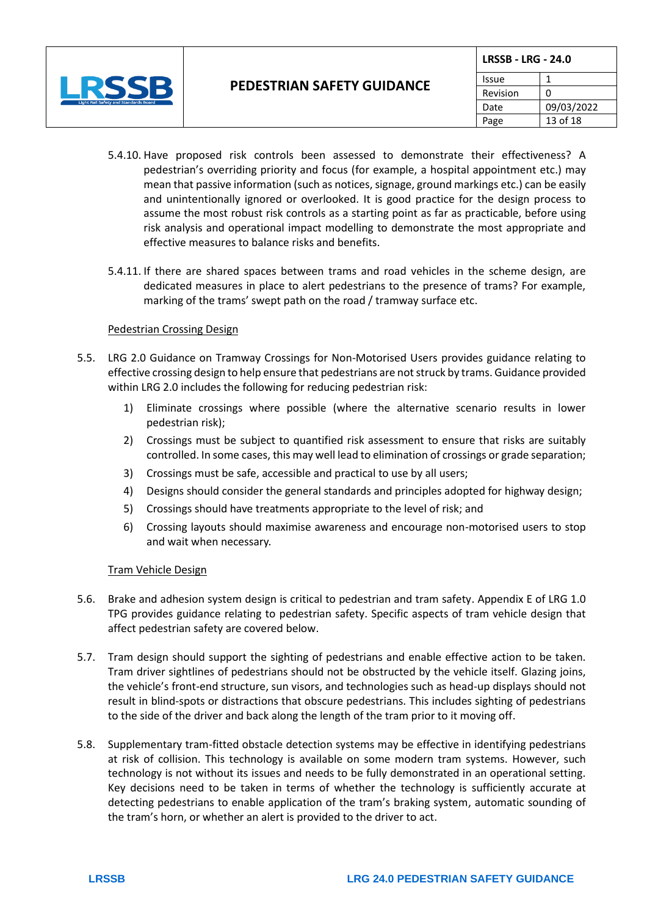5.4.10. Have proposed risk controls been assessed to demonstrate their effectiveness? A pedestrian's overriding priority and focus (for example, a hospital appointment etc.) may mean that passive information (such as notices, signage, ground markings etc.) can be easily and unintentionally ignored or overlooked. It is good practice for the design process to assume the most robust risk controls as a starting point as far as practicable, before using risk analysis and operational impact modelling to demonstrate the most appropriate and effective measures to balance risks and benefits.

5.4.11. If there are shared spaces between trams and road vehicles in the scheme design, are dedicated measures in place to alert pedestrians to the presence of trams? For example, marking of the trams' swept path on the road / tramway surface etc.

Pedestrian Crossing Design

5.5. LRG 2.0 Guidance on Tramway Crossings for Non-Motorised Users provides guidance relating to effective crossing design to help ensure that pedestrians are not struck by trams. Guidance provided within LRG 2.0 includes the following for reducing pedestrian risk:

1) Eliminate crossings where possible (where the alternative scenario results in lower pedestrian risk);
2) Crossings must be subject to quantified risk assessment to ensure that risks are suitably controlled. In some cases, this may well lead to elimination of crossings or grade separation;
3) Crossings must be safe, accessible and practical to use by all users;
4) Designs should consider the general standards and principles adopted for highway design;
5) Crossings should have treatments appropriate to the level of risk; and
6) Crossing layouts should maximise awareness and encourage non-motorised users to stop and wait when necessary.

Tram Vehicle Design

5.6. Brake and adhesion system design is critical to pedestrian and tram safety. Appendix E of LRG 1.0 TPG provides guidance relating to pedestrian safety. Specific aspects of tram vehicle design that affect pedestrian safety are covered below.

5.7. Tram design should support the sighting of pedestrians and enable effective action to be taken. Tram driver sightlines of pedestrians should not be obstructed by the vehicle itself. Glazing joins, the vehicle's front-end structure, sun visors, and technologies such as head-up displays should not result in blind-spots or distractions that obscure pedestrians. This includes sighting of pedestrians to the side of the driver and back along the length of the tram prior to it moving off.

5.8. Supplementary tram-fitted obstacle detection systems may be effective in identifying pedestrians at risk of collision. This technology is available on some modern tram systems. However, such technology is not without its issues and needs to be fully demonstrated in an operational setting. Key decisions need to be taken in terms of whether the technology is sufficiently accurate at detecting pedestrians to enable application of the tram's braking system, automatic sounding of the tram's horn, or whether an alert is provided to the driver to act.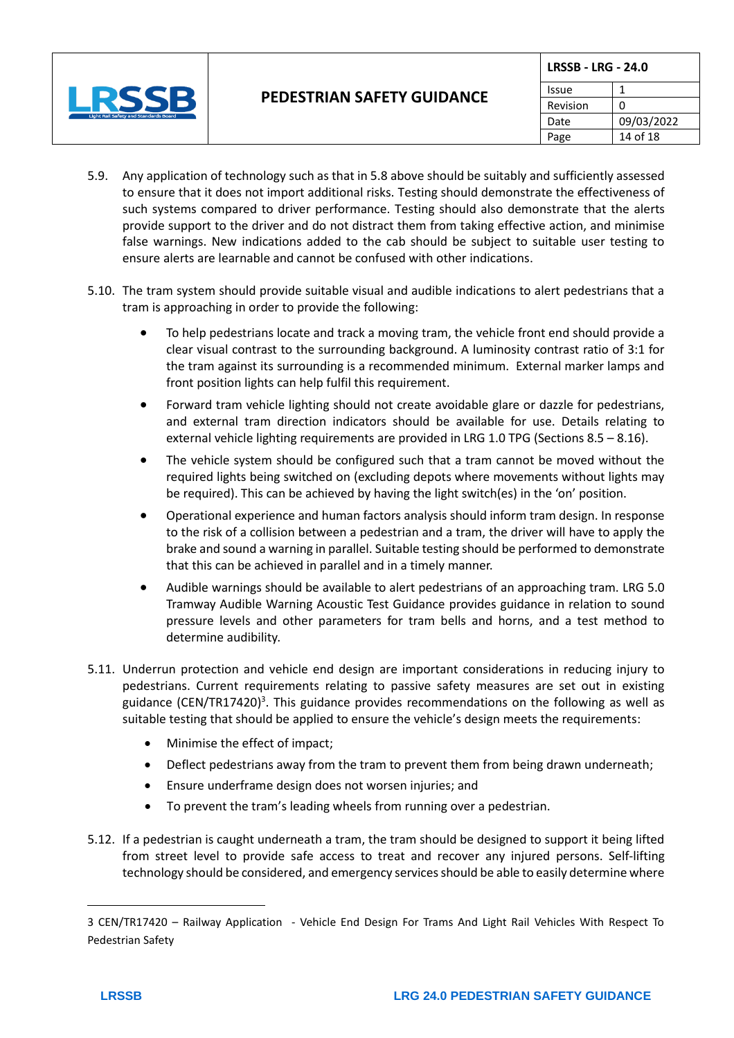5.9. Any application of technology such as that in 5.8 above should be suitably and sufficiently assessed to ensure that it does not import additional risks. Testing should demonstrate the effectiveness of such systems compared to driver performance. Testing should also demonstrate that the alerts provide support to the driver and do not distract them from taking effective action, and minimise false warnings. New indications added to the cab should be subject to suitable user testing to ensure alerts are learnable and cannot be confused with other indications.

5.10. The tram system should provide suitable visual and audible indications to alert pedestrians that a tram is approaching in order to provide the following:

- To help pedestrians locate and track a moving tram, the vehicle front end should provide a clear visual contrast to the surrounding background. A luminosity contrast ratio of 3:1 for the tram against its surrounding is a recommended minimum. External marker lamps and front position lights can help fulfil this requirement.
- Forward tram vehicle lighting should not create avoidable glare or dazzle for pedestrians, and external tram direction indicators should be available for use. Details relating to external vehicle lighting requirements are provided in LRG 1.0 TPG (Sections 8.5 – 8.16).
- The vehicle system should be configured such that a tram cannot be moved without the required lights being switched on (excluding depots where movements without lights may be required). This can be achieved by having the light switch(es) in the 'on' position.
- Operational experience and human factors analysis should inform tram design. In response to the risk of a collision between a pedestrian and a tram, the driver will have to apply the brake and sound a warning in parallel. Suitable testing should be performed to demonstrate that this can be achieved in parallel and in a timely manner.
- Audible warnings should be available to alert pedestrians of an approaching tram. LRG 5.0 Tramway Audible Warning Acoustic Test Guidance provides guidance in relation to sound pressure levels and other parameters for tram bells and horns, and a test method to determine audibility.

5.11. Underrun protection and vehicle end design are important considerations in reducing injury to pedestrians. Current requirements relating to passive safety measures are set out in existing guidance (CEN/TR17420)[3]. This guidance provides recommendations on the following as well as suitable testing that should be applied to ensure the vehicle's design meets the requirements:

- Minimise the effect of impact;
- Deflect pedestrians away from the tram to prevent them from being drawn underneath;
- Ensure underframe design does not worsen injuries; and
- To prevent the tram's leading wheels from running over a pedestrian.

5.12. If a pedestrian is caught underneath a tram, the tram should be designed to support it being lifted from street level to provide safe access to treat and recover any injured persons. Self-lifting technology should be considered, and emergency services should be able to easily determine where

3 CEN/TR17420 – Railway Application - Vehicle End Design For Trams And Light Rail Vehicles With Respect To Pedestrian Safety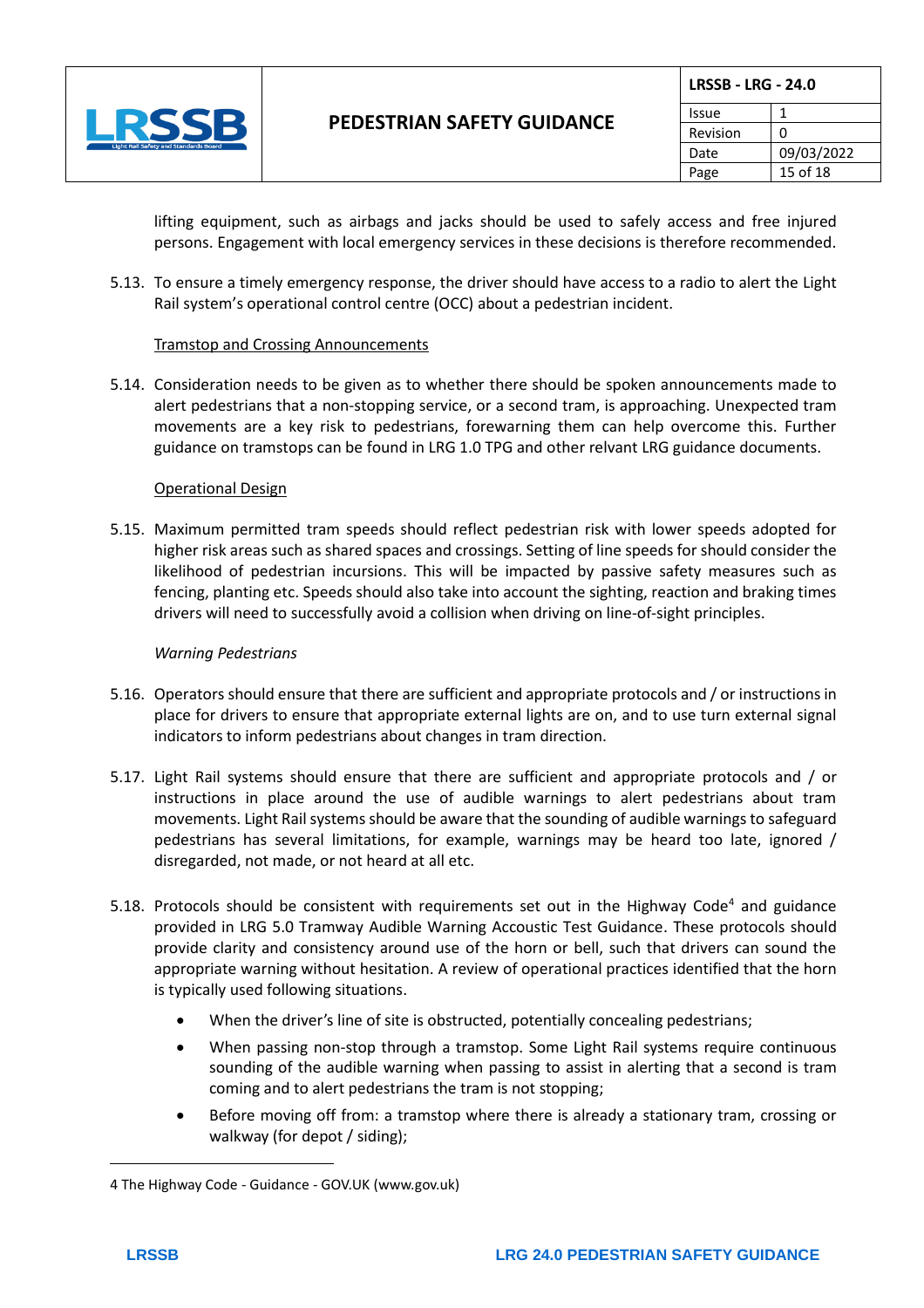lifting equipment, such as airbags and jacks should be used to safely access and free injured persons. Engagement with local emergency services in these decisions is therefore recommended.

5.13. To ensure a timely emergency response, the driver should have access to a radio to alert the Light Rail system's operational control centre (OCC) about a pedestrian incident.

Tramstop and Crossing Announcements

5.14. Consideration needs to be given as to whether there should be spoken announcements made to alert pedestrians that a non-stopping service, or a second tram, is approaching. Unexpected tram movements are a key risk to pedestrians, forewarning them can help overcome this. Further guidance on tramstops can be found in LRG 1.0 TPG and other relvant LRG guidance documents.

Operational Design

5.15. Maximum permitted tram speeds should reflect pedestrian risk with lower speeds adopted for higher risk areas such as shared spaces and crossings. Setting of line speeds for should consider the likelihood of pedestrian incursions. This will be impacted by passive safety measures such as fencing, planting etc. Speeds should also take into account the sighting, reaction and braking times drivers will need to successfully avoid a collision when driving on line-of-sight principles.

*Warning Pedestrians*

5.16. Operators should ensure that there are sufficient and appropriate protocols and / or instructions in place for drivers to ensure that appropriate external lights are on, and to use turn external signal indicators to inform pedestrians about changes in tram direction.

5.17. Light Rail systems should ensure that there are sufficient and appropriate protocols and / or instructions in place around the use of audible warnings to alert pedestrians about tram movements. Light Rail systems should be aware that the sounding of audible warnings to safeguard pedestrians has several limitations, for example, warnings may be heard too late, ignored / disregarded, not made, or not heard at all etc.

5.18. Protocols should be consistent with requirements set out in the Highway Code[4] and guidance provided in LRG 5.0 Tramway Audible Warning Accoustic Test Guidance. These protocols should provide clarity and consistency around use of the horn or bell, such that drivers can sound the appropriate warning without hesitation. A review of operational practices identified that the horn is typically used following situations.

- When the driver's line of site is obstructed, potentially concealing pedestrians;
- When passing non-stop through a tramstop. Some Light Rail systems require continuous sounding of the audible warning when passing to assist in alerting that a second is tram coming and to alert pedestrians the tram is not stopping;
- Before moving off from: a tramstop where there is already a stationary tram, crossing or walkway (for depot / siding);

4 The Highway Code - Guidance - GOV.UK (www.gov.uk)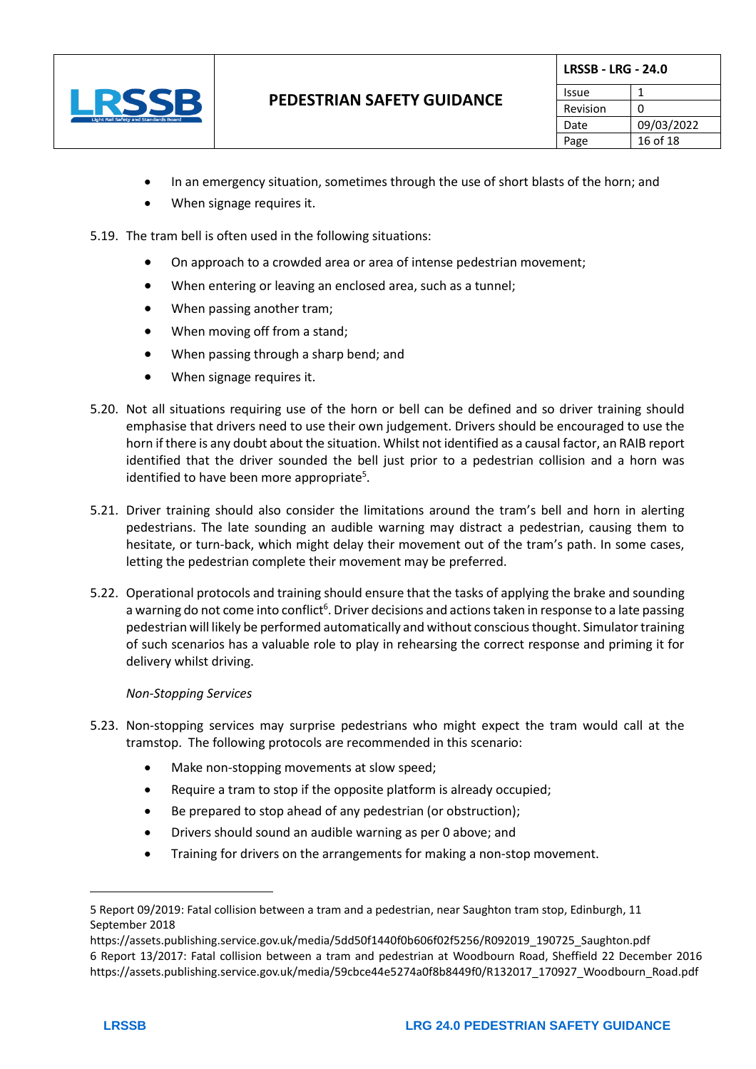- In an emergency situation, sometimes through the use of short blasts of the horn; and
- When signage requires it.

5.19. The tram bell is often used in the following situations:

- On approach to a crowded area or area of intense pedestrian movement;
- When entering or leaving an enclosed area, such as a tunnel;
- When passing another tram;
- When moving off from a stand;
- When passing through a sharp bend; and
- When signage requires it.

5.20. Not all situations requiring use of the horn or bell can be defined and so driver training should emphasise that drivers need to use their own judgement. Drivers should be encouraged to use the horn if there is any doubt about the situation. Whilst not identified as a causal factor, an RAIB report identified that the driver sounded the bell just prior to a pedestrian collision and a horn was identified to have been more appropriate[5].

5.21. Driver training should also consider the limitations around the tram's bell and horn in alerting pedestrians. The late sounding an audible warning may distract a pedestrian, causing them to hesitate, or turn-back, which might delay their movement out of the tram's path. In some cases, letting the pedestrian complete their movement may be preferred.

5.22. Operational protocols and training should ensure that the tasks of applying the brake and sounding a warning do not come into conflict[6]. Driver decisions and actions taken in response to a late passing pedestrian will likely be performed automatically and without conscious thought. Simulator training of such scenarios has a valuable role to play in rehearsing the correct response and priming it for delivery whilst driving.

*Non-Stopping Services*

5.23. Non-stopping services may surprise pedestrians who might expect the tram would call at the tramstop. The following protocols are recommended in this scenario:

- Make non-stopping movements at slow speed;
- Require a tram to stop if the opposite platform is already occupied;
- Be prepared to stop ahead of any pedestrian (or obstruction);
- Drivers should sound an audible warning as per 0 above; and
- Training for drivers on the arrangements for making a non-stop movement.

---

5 Report 09/2019: Fatal collision between a tram and a pedestrian, near Saughton tram stop, Edinburgh, 11 September 2018
https://assets.publishing.service.gov.uk/media/5dd50f1440f0b606f02f5256/R092019_190725_Saughton.pdf

6 Report 13/2017: Fatal collision between a tram and pedestrian at Woodbourn Road, Sheffield 22 December 2016
https://assets.publishing.service.gov.uk/media/59cbce44e5274a0f8b8449f0/R132017_170927_Woodbourn_Road.pdf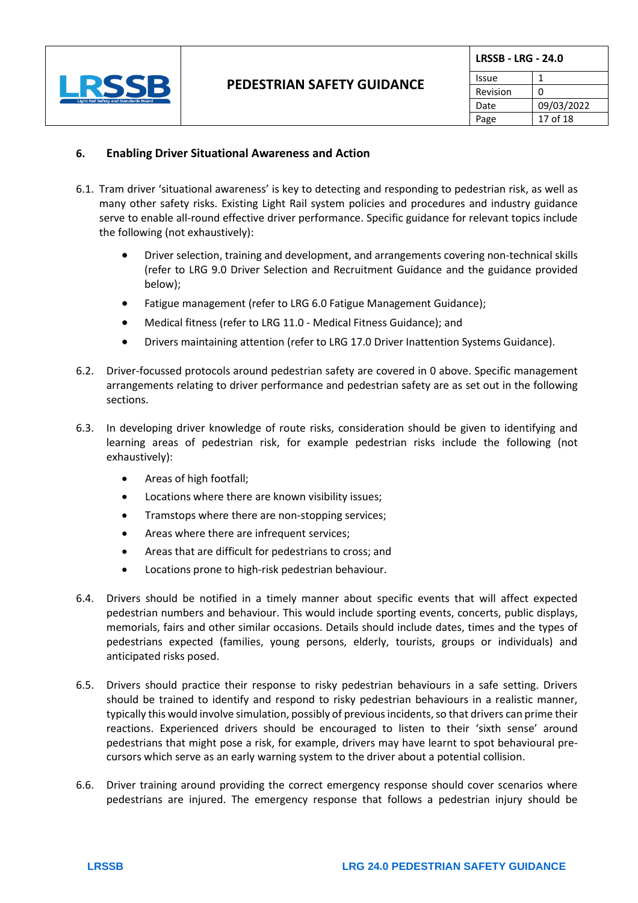## 6. Enabling Driver Situational Awareness and Action

6.1. Tram driver 'situational awareness' is key to detecting and responding to pedestrian risk, as well as many other safety risks. Existing Light Rail system policies and procedures and industry guidance serve to enable all-round effective driver performance. Specific guidance for relevant topics include the following (not exhaustively):

- Driver selection, training and development, and arrangements covering non-technical skills (refer to LRG 9.0 Driver Selection and Recruitment Guidance and the guidance provided below);
- Fatigue management (refer to LRG 6.0 Fatigue Management Guidance);
- Medical fitness (refer to LRG 11.0 - Medical Fitness Guidance); and
- Drivers maintaining attention (refer to LRG 17.0 Driver Inattention Systems Guidance).

6.2. Driver-focussed protocols around pedestrian safety are covered in 0 above. Specific management arrangements relating to driver performance and pedestrian safety are as set out in the following sections.

6.3. In developing driver knowledge of route risks, consideration should be given to identifying and learning areas of pedestrian risk, for example pedestrian risks include the following (not exhaustively):

- Areas of high footfall;
- Locations where there are known visibility issues;
- Tramstops where there are non-stopping services;
- Areas where there are infrequent services;
- Areas that are difficult for pedestrians to cross; and
- Locations prone to high-risk pedestrian behaviour.

6.4. Drivers should be notified in a timely manner about specific events that will affect expected pedestrian numbers and behaviour. This would include sporting events, concerts, public displays, memorials, fairs and other similar occasions. Details should include dates, times and the types of pedestrians expected (families, young persons, elderly, tourists, groups or individuals) and anticipated risks posed.

6.5. Drivers should practice their response to risky pedestrian behaviours in a safe setting. Drivers should be trained to identify and respond to risky pedestrian behaviours in a realistic manner, typically this would involve simulation, possibly of previous incidents, so that drivers can prime their reactions. Experienced drivers should be encouraged to listen to their 'sixth sense' around pedestrians that might pose a risk, for example, drivers may have learnt to spot behavioural pre-cursors which serve as an early warning system to the driver about a potential collision.

6.6. Driver training around providing the correct emergency response should cover scenarios where pedestrians are injured. The emergency response that follows a pedestrian injury should be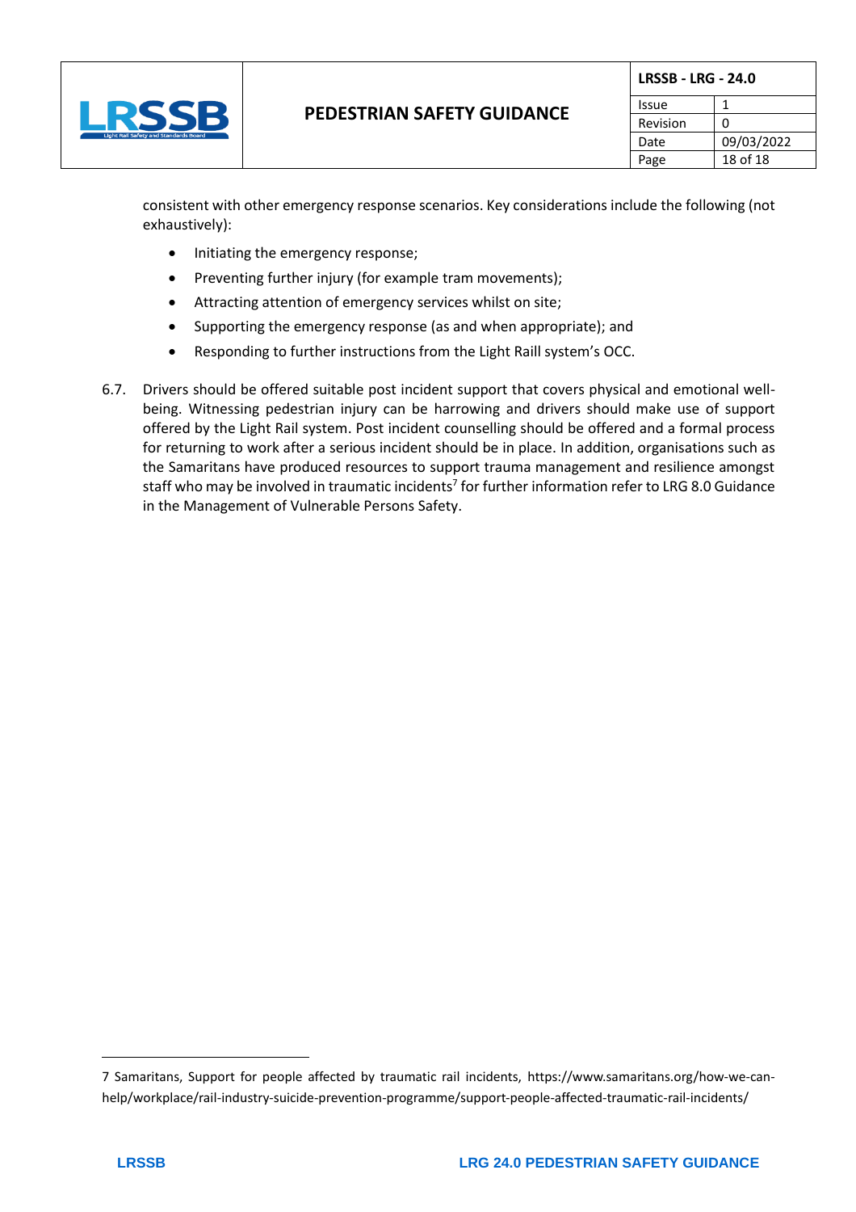consistent with other emergency response scenarios. Key considerations include the following (not exhaustively):

- Initiating the emergency response;
- Preventing further injury (for example tram movements);
- Attracting attention of emergency services whilst on site;
- Supporting the emergency response (as and when appropriate); and
- Responding to further instructions from the Light Raill system's OCC.

6.7. Drivers should be offered suitable post incident support that covers physical and emotional well-being. Witnessing pedestrian injury can be harrowing and drivers should make use of support offered by the Light Rail system. Post incident counselling should be offered and a formal process for returning to work after a serious incident should be in place. In addition, organisations such as the Samaritans have produced resources to support trauma management and resilience amongst staff who may be involved in traumatic incidents[7] for further information refer to LRG 8.0 Guidance in the Management of Vulnerable Persons Safety.

---

7 Samaritans, Support for people affected by traumatic rail incidents, https://www.samaritans.org/how-we-can-help/workplace/rail-industry-suicide-prevention-programme/support-people-affected-traumatic-rail-incidents/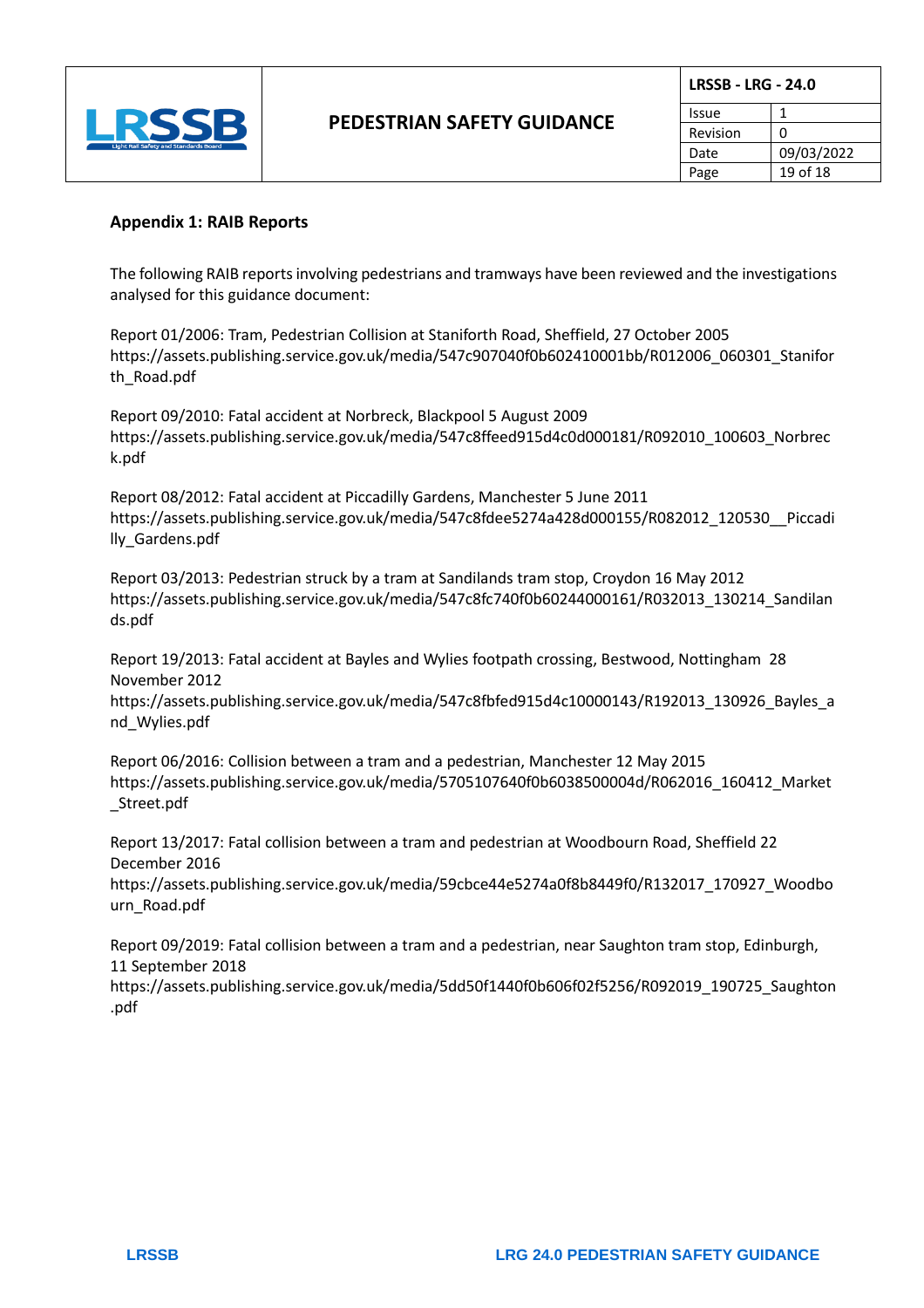## Appendix 1: RAIB Reports

The following RAIB reports involving pedestrians and tramways have been reviewed and the investigations analysed for this guidance document:

Report 01/2006: Tram, Pedestrian Collision at Staniforth Road, Sheffield, 27 October 2005
https://assets.publishing.service.gov.uk/media/547c907040f0b602410001bb/R012006_060301_Staniforth_Road.pdf

Report 09/2010: Fatal accident at Norbreck, Blackpool 5 August 2009
https://assets.publishing.service.gov.uk/media/547c8ffeed915d4c0d000181/R092010_100603_Norbreck.pdf

Report 08/2012: Fatal accident at Piccadilly Gardens, Manchester 5 June 2011
https://assets.publishing.service.gov.uk/media/547c8fdee5274a428d000155/R082012_120530__Piccadilly_Gardens.pdf

Report 03/2013: Pedestrian struck by a tram at Sandilands tram stop, Croydon 16 May 2012
https://assets.publishing.service.gov.uk/media/547c8fc740f0b60244000161/R032013_130214_Sandilands.pdf

Report 19/2013: Fatal accident at Bayles and Wylies footpath crossing, Bestwood, Nottingham 28 November 2012
https://assets.publishing.service.gov.uk/media/547c8fbfed915d4c10000143/R192013_130926_Bayles_and_Wylies.pdf

Report 06/2016: Collision between a tram and a pedestrian, Manchester 12 May 2015
https://assets.publishing.service.gov.uk/media/5705107640f0b6038500004d/R062016_160412_Market_Street.pdf

Report 13/2017: Fatal collision between a tram and pedestrian at Woodbourn Road, Sheffield 22 December 2016
https://assets.publishing.service.gov.uk/media/59cbce44e5274a0f8b8449f0/R132017_170927_Woodbourn_Road.pdf

Report 09/2019: Fatal collision between a tram and a pedestrian, near Saughton tram stop, Edinburgh, 11 September 2018
https://assets.publishing.service.gov.uk/media/5dd50f1440f0b606f02f5256/R092019_190725_Saughton.pdf